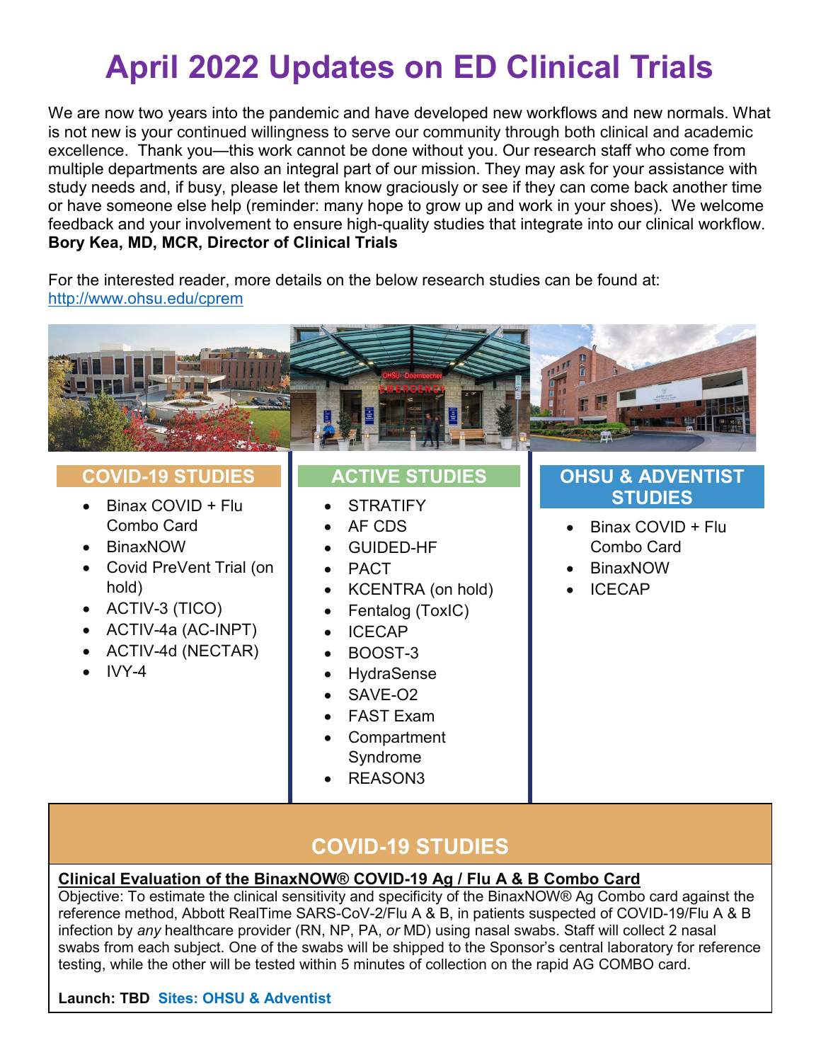# April 2022 Updates on ED Clinical Trials

We are now two years into the pandemic and have developed new workflows and new normals. What is not new is your continued willingness to serve our community through both clinical and academic excellence. Thank you—this work cannot be done without you. Our research staff who come from multiple departments are also an integral part of our mission. They may ask for your assistance with study needs and, if busy, please let them know graciously or see if they can come back another time or have someone else help (reminder: many hope to grow up and work in your shoes). We welcome feedback and your involvement to ensure high-quality studies that integrate into our clinical workflow.
**Bory Kea, MD, MCR, Director of Clinical Trials**

For the interested reader, more details on the below research studies can be found at: http://www.ohsu.edu/cprem

## COVID-19 STUDIES

- Binax COVID + Flu Combo Card
- BinaxNOW
- Covid PreVent Trial (on hold)
- ACTIV-3 (TICO)
- ACTIV-4a (AC-INPT)
- ACTIV-4d (NECTAR)
- IVY-4

## ACTIVE STUDIES

- STRATIFY
- AF CDS
- GUIDED-HF
- PACT
- KCENTRA (on hold)
- Fentalog (ToxIC)
- ICECAP
- BOOST-3
- HydraSense
- SAVE-O2
- FAST Exam
- Compartment Syndrome
- REASON3

## OHSU & ADVENTIST STUDIES

- Binax COVID + Flu Combo Card
- BinaxNOW
- ICECAP

## COVID-19 STUDIES

**Clinical Evaluation of the BinaxNOW® COVID-19 Ag / Flu A & B Combo Card**

Objective: To estimate the clinical sensitivity and specificity of the BinaxNOW® Ag Combo card against the reference method, Abbott RealTime SARS-CoV-2/Flu A & B, in patients suspected of COVID-19/Flu A & B infection by *any* healthcare provider (RN, NP, PA, *or* MD) using nasal swabs. Staff will collect 2 nasal swabs from each subject. One of the swabs will be shipped to the Sponsor's central laboratory for reference testing, while the other will be tested within 5 minutes of collection on the rapid AG COMBO card.

**Launch: TBD** **Sites: OHSU & Adventist**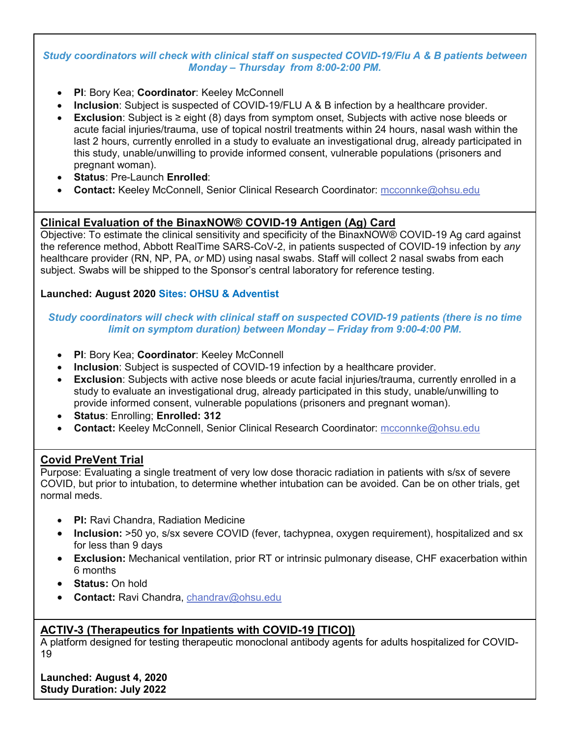*Study coordinators will check with clinical staff on suspected COVID-19/Flu A & B patients between Monday – Thursday from 8:00-2:00 PM.*

- **PI**: Bory Kea; **Coordinator**: Keeley McConnell
- **Inclusion**: Subject is suspected of COVID-19/FLU A & B infection by a healthcare provider.
- **Exclusion**: Subject is ≥ eight (8) days from symptom onset, Subjects with active nose bleeds or acute facial injuries/trauma, use of topical nostril treatments within 24 hours, nasal wash within the last 2 hours, currently enrolled in a study to evaluate an investigational drug, already participated in this study, unable/unwilling to provide informed consent, vulnerable populations (prisoners and pregnant woman).
- **Status**: Pre-Launch **Enrolled**:
- **Contact:** Keeley McConnell, Senior Clinical Research Coordinator: mcconnke@ohsu.edu

## Clinical Evaluation of the BinaxNOW® COVID-19 Antigen (Ag) Card

Objective: To estimate the clinical sensitivity and specificity of the BinaxNOW® COVID-19 Ag card against the reference method, Abbott RealTime SARS-CoV-2, in patients suspected of COVID-19 infection by *any* healthcare provider (RN, NP, PA, *or* MD) using nasal swabs. Staff will collect 2 nasal swabs from each subject. Swabs will be shipped to the Sponsor's central laboratory for reference testing.

**Launched: August 2020** **Sites: OHSU & Adventist**

*Study coordinators will check with clinical staff on suspected COVID-19 patients (there is no time limit on symptom duration) between Monday – Friday from 9:00-4:00 PM.*

- **PI**: Bory Kea; **Coordinator**: Keeley McConnell
- **Inclusion**: Subject is suspected of COVID-19 infection by a healthcare provider.
- **Exclusion**: Subjects with active nose bleeds or acute facial injuries/trauma, currently enrolled in a study to evaluate an investigational drug, already participated in this study, unable/unwilling to provide informed consent, vulnerable populations (prisoners and pregnant woman).
- **Status**: Enrolling; **Enrolled: 312**
- **Contact:** Keeley McConnell, Senior Clinical Research Coordinator: mcconnke@ohsu.edu

## Covid PreVent Trial

Purpose: Evaluating a single treatment of very low dose thoracic radiation in patients with s/sx of severe COVID, but prior to intubation, to determine whether intubation can be avoided. Can be on other trials, get normal meds.

- **PI:** Ravi Chandra, Radiation Medicine
- **Inclusion:** >50 yo, s/sx severe COVID (fever, tachypnea, oxygen requirement), hospitalized and sx for less than 9 days
- **Exclusion:** Mechanical ventilation, prior RT or intrinsic pulmonary disease, CHF exacerbation within 6 months
- **Status:** On hold
- **Contact:** Ravi Chandra, chandrav@ohsu.edu

## ACTIV-3 (Therapeutics for Inpatients with COVID-19 [TICO])

A platform designed for testing therapeutic monoclonal antibody agents for adults hospitalized for COVID-19

**Launched: August 4, 2020**
**Study Duration: July 2022**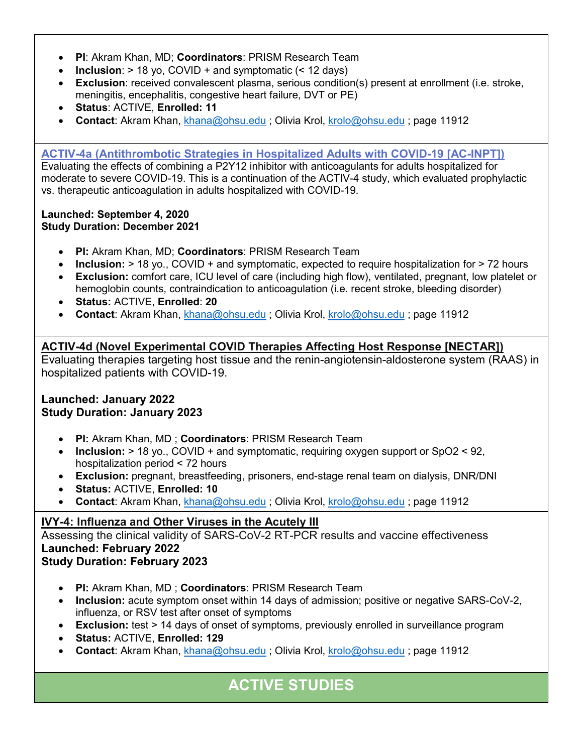- **PI**: Akram Khan, MD; **Coordinators**: PRISM Research Team
- **Inclusion**: > 18 yo, COVID + and symptomatic (< 12 days)
- **Exclusion**: received convalescent plasma, serious condition(s) present at enrollment (i.e. stroke, meningitis, encephalitis, congestive heart failure, DVT or PE)
- **Status**: ACTIVE, **Enrolled: 11**
- **Contact**: Akram Khan, khana@ohsu.edu ; Olivia Krol, krolo@ohsu.edu ; page 11912

## ACTIV-4a (Antithrombotic Strategies in Hospitalized Adults with COVID-19 [AC-INPT])

Evaluating the effects of combining a P2Y12 inhibitor with anticoagulants for adults hospitalized for moderate to severe COVID-19. This is a continuation of the ACTIV-4 study, which evaluated prophylactic vs. therapeutic anticoagulation in adults hospitalized with COVID-19.

**Launched: September 4, 2020**
**Study Duration: December 2021**

- **PI:** Akram Khan, MD; **Coordinators**: PRISM Research Team
- **Inclusion:** > 18 yo., COVID + and symptomatic, expected to require hospitalization for > 72 hours
- **Exclusion:** comfort care, ICU level of care (including high flow), ventilated, pregnant, low platelet or hemoglobin counts, contraindication to anticoagulation (i.e. recent stroke, bleeding disorder)
- **Status:** ACTIVE, **Enrolled**: **20**
- **Contact**: Akram Khan, khana@ohsu.edu ; Olivia Krol, krolo@ohsu.edu ; page 11912

## ACTIV-4d (Novel Experimental COVID Therapies Affecting Host Response [NECTAR])

Evaluating therapies targeting host tissue and the renin-angiotensin-aldosterone system (RAAS) in hospitalized patients with COVID-19.

**Launched: January 2022**
**Study Duration: January 2023**

- **PI:** Akram Khan, MD ; **Coordinators**: PRISM Research Team
- **Inclusion:** > 18 yo., COVID + and symptomatic, requiring oxygen support or SpO2 < 92, hospitalization period < 72 hours
- **Exclusion:** pregnant, breastfeeding, prisoners, end-stage renal team on dialysis, DNR/DNI
- **Status:** ACTIVE, **Enrolled: 10**
- **Contact**: Akram Khan, khana@ohsu.edu ; Olivia Krol, krolo@ohsu.edu ; page 11912

## IVY-4: Influenza and Other Viruses in the Acutely Ill

Assessing the clinical validity of SARS-CoV-2 RT-PCR results and vaccine effectiveness
**Launched: February 2022**
**Study Duration: February 2023**

- **PI:** Akram Khan, MD ; **Coordinators**: PRISM Research Team
- **Inclusion:** acute symptom onset within 14 days of admission; positive or negative SARS-CoV-2, influenza, or RSV test after onset of symptoms
- **Exclusion:** test > 14 days of onset of symptoms, previously enrolled in surveillance program
- **Status:** ACTIVE, **Enrolled: 129**
- **Contact**: Akram Khan, khana@ohsu.edu ; Olivia Krol, krolo@ohsu.edu ; page 11912

# ACTIVE STUDIES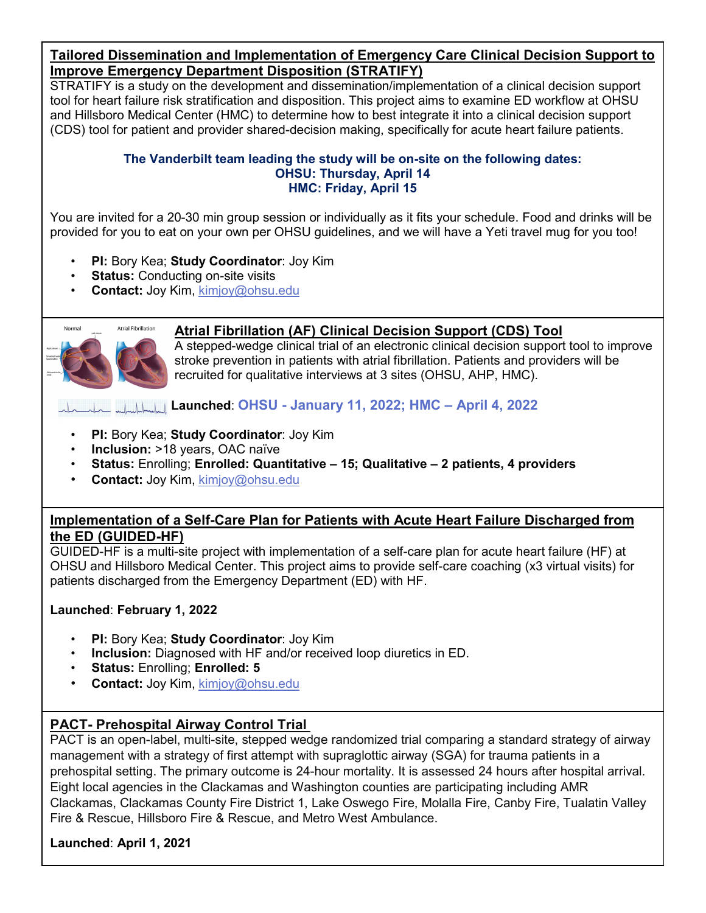## Tailored Dissemination and Implementation of Emergency Care Clinical Decision Support to Improve Emergency Department Disposition (STRATIFY)

STRATIFY is a study on the development and dissemination/implementation of a clinical decision support tool for heart failure risk stratification and disposition. This project aims to examine ED workflow at OHSU and Hillsboro Medical Center (HMC) to determine how to best integrate it into a clinical decision support (CDS) tool for patient and provider shared-decision making, specifically for acute heart failure patients.

**The Vanderbilt team leading the study will be on-site on the following dates:**
**OHSU: Thursday, April 14**
**HMC: Friday, April 15**

You are invited for a 20-30 min group session or individually as it fits your schedule. Food and drinks will be provided for you to eat on your own per OHSU guidelines, and we will have a Yeti travel mug for you too!

- **PI:** Bory Kea; **Study Coordinator**: Joy Kim
- **Status:** Conducting on-site visits
- **Contact:** Joy Kim, kimjoy@ohsu.edu

## Atrial Fibrillation (AF) Clinical Decision Support (CDS) Tool

A stepped-wedge clinical trial of an electronic clinical decision support tool to improve stroke prevention in patients with atrial fibrillation. Patients and providers will be recruited for qualitative interviews at 3 sites (OHSU, AHP, HMC).

**Launched**: **OHSU - January 11, 2022; HMC – April 4, 2022**

- **PI:** Bory Kea; **Study Coordinator**: Joy Kim
- **Inclusion:** >18 years, OAC naïve
- **Status:** Enrolling; **Enrolled: Quantitative – 15; Qualitative – 2 patients, 4 providers**
- **Contact:** Joy Kim, kimjoy@ohsu.edu

## Implementation of a Self-Care Plan for Patients with Acute Heart Failure Discharged from the ED (GUIDED-HF)

GUIDED-HF is a multi-site project with implementation of a self-care plan for acute heart failure (HF) at OHSU and Hillsboro Medical Center. This project aims to provide self-care coaching (x3 virtual visits) for patients discharged from the Emergency Department (ED) with HF.

**Launched**: **February 1, 2022**

- **PI:** Bory Kea; **Study Coordinator**: Joy Kim
- **Inclusion:** Diagnosed with HF and/or received loop diuretics in ED.
- **Status:** Enrolling; **Enrolled: 5**
- **Contact:** Joy Kim, kimjoy@ohsu.edu

## PACT- Prehospital Airway Control Trial

PACT is an open-label, multi-site, stepped wedge randomized trial comparing a standard strategy of airway management with a strategy of first attempt with supraglottic airway (SGA) for trauma patients in a prehospital setting. The primary outcome is 24-hour mortality. It is assessed 24 hours after hospital arrival. Eight local agencies in the Clackamas and Washington counties are participating including AMR Clackamas, Clackamas County Fire District 1, Lake Oswego Fire, Molalla Fire, Canby Fire, Tualatin Valley Fire & Rescue, Hillsboro Fire & Rescue, and Metro West Ambulance.

**Launched**: **April 1, 2021**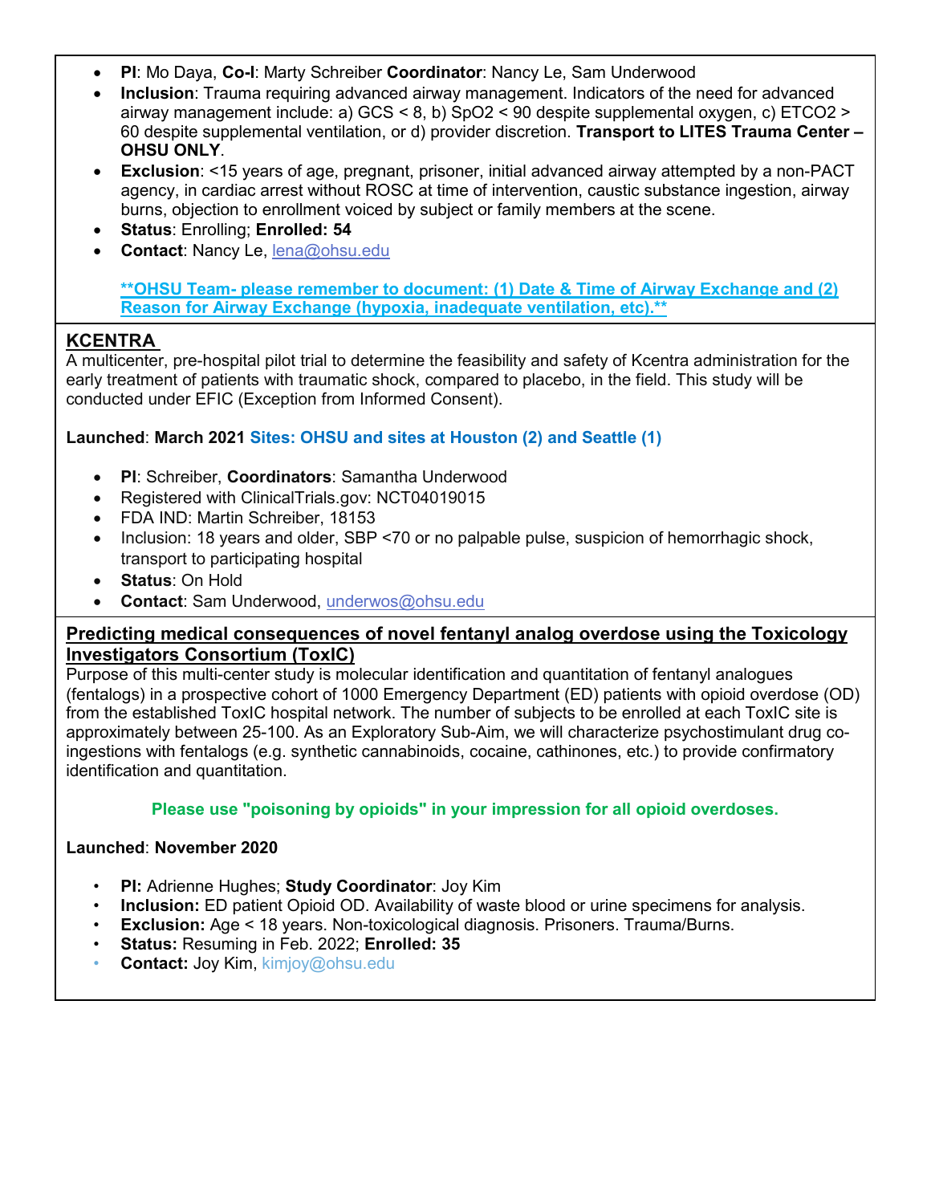- **PI**: Mo Daya, **Co-I**: Marty Schreiber **Coordinator**: Nancy Le, Sam Underwood
- **Inclusion**: Trauma requiring advanced airway management. Indicators of the need for advanced airway management include: a) GCS < 8, b) SpO2 < 90 despite supplemental oxygen, c) ETCO2 > 60 despite supplemental ventilation, or d) provider discretion. **Transport to LITES Trauma Center – OHSU ONLY**.
- **Exclusion**: <15 years of age, pregnant, prisoner, initial advanced airway attempted by a non-PACT agency, in cardiac arrest without ROSC at time of intervention, caustic substance ingestion, airway burns, objection to enrollment voiced by subject or family members at the scene.
- **Status**: Enrolling; **Enrolled: 54**
- **Contact**: Nancy Le, lena@ohsu.edu

  **\*\*OHSU Team- please remember to document: (1) Date & Time of Airway Exchange and (2) Reason for Airway Exchange (hypoxia, inadequate ventilation, etc).\*\***

## KCENTRA

A multicenter, pre-hospital pilot trial to determine the feasibility and safety of Kcentra administration for the early treatment of patients with traumatic shock, compared to placebo, in the field. This study will be conducted under EFIC (Exception from Informed Consent).

**Launched**: **March 2021** **Sites: OHSU and sites at Houston (2) and Seattle (1)**

- **PI**: Schreiber, **Coordinators**: Samantha Underwood
- Registered with ClinicalTrials.gov: NCT04019015
- FDA IND: Martin Schreiber, 18153
- Inclusion: 18 years and older, SBP <70 or no palpable pulse, suspicion of hemorrhagic shock, transport to participating hospital
- **Status**: On Hold
- **Contact**: Sam Underwood, underwos@ohsu.edu

## Predicting medical consequences of novel fentanyl analog overdose using the Toxicology Investigators Consortium (ToxIC)

Purpose of this multi-center study is molecular identification and quantitation of fentanyl analogues (fentalogs) in a prospective cohort of 1000 Emergency Department (ED) patients with opioid overdose (OD) from the established ToxIC hospital network. The number of subjects to be enrolled at each ToxIC site is approximately between 25-100. As an Exploratory Sub-Aim, we will characterize psychostimulant drug co-ingestions with fentalogs (e.g. synthetic cannabinoids, cocaine, cathinones, etc.) to provide confirmatory identification and quantitation.

**Please use "poisoning by opioids" in your impression for all opioid overdoses.**

**Launched**: **November 2020**

- **PI:** Adrienne Hughes; **Study Coordinator**: Joy Kim
- **Inclusion:** ED patient Opioid OD. Availability of waste blood or urine specimens for analysis.
- **Exclusion:** Age < 18 years. Non-toxicological diagnosis. Prisoners. Trauma/Burns.
- **Status:** Resuming in Feb. 2022; **Enrolled: 35**
- **Contact:** Joy Kim, kimjoy@ohsu.edu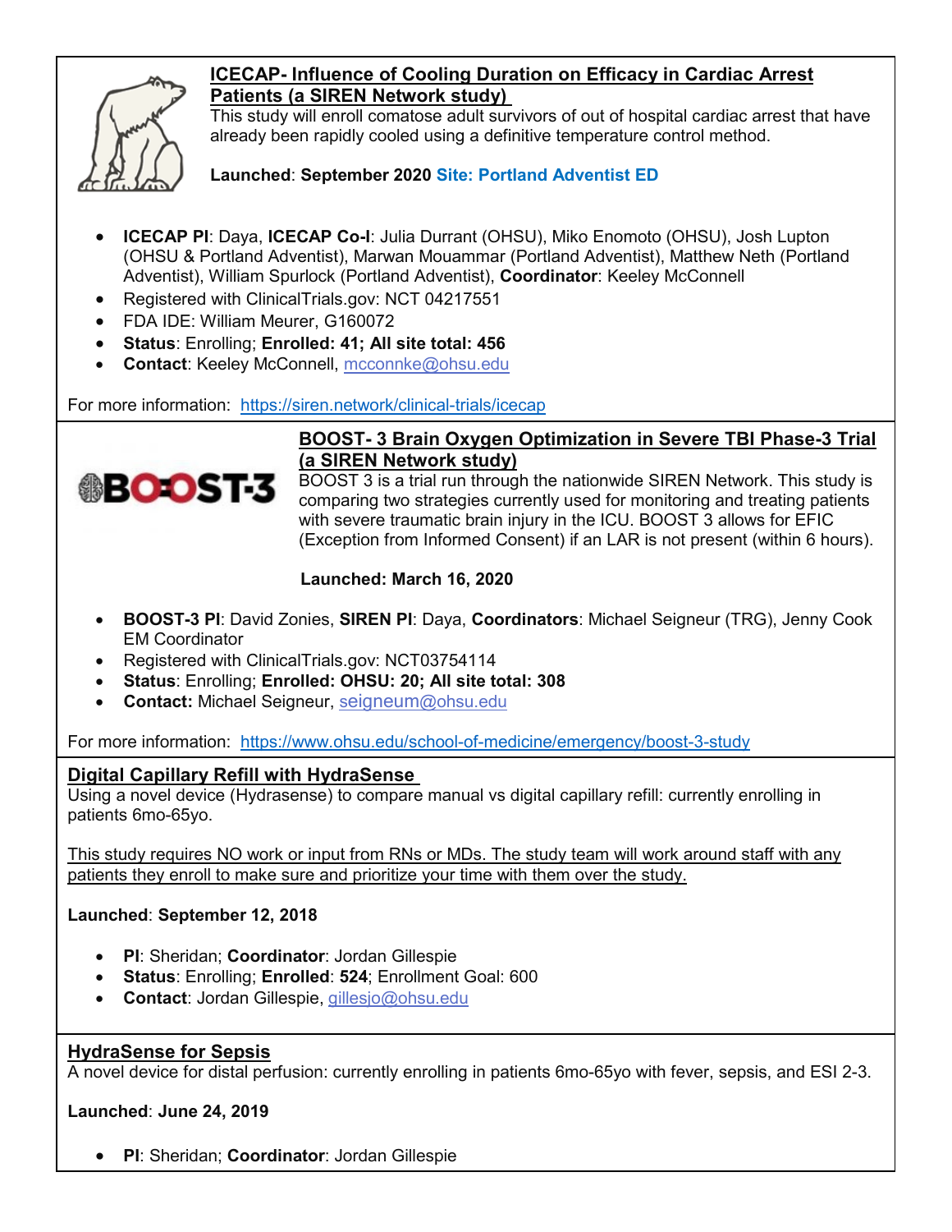## ICECAP- Influence of Cooling Duration on Efficacy in Cardiac Arrest Patients (a SIREN Network study)

This study will enroll comatose adult survivors of out of hospital cardiac arrest that have already been rapidly cooled using a definitive temperature control method.

**Launched**: **September 2020** **Site: Portland Adventist ED**

- **ICECAP PI**: Daya, **ICECAP Co-I**: Julia Durrant (OHSU), Miko Enomoto (OHSU), Josh Lupton (OHSU & Portland Adventist), Marwan Mouammar (Portland Adventist), Matthew Neth (Portland Adventist), William Spurlock (Portland Adventist), **Coordinator**: Keeley McConnell
- Registered with ClinicalTrials.gov: NCT 04217551
- FDA IDE: William Meurer, G160072
- **Status**: Enrolling; **Enrolled: 41; All site total: 456**
- **Contact**: Keeley McConnell, mcconnke@ohsu.edu

For more information: https://siren.network/clinical-trials/icecap

## BOOST- 3 Brain Oxygen Optimization in Severe TBI Phase-3 Trial (a SIREN Network study)

BOOST 3 is a trial run through the nationwide SIREN Network. This study is comparing two strategies currently used for monitoring and treating patients with severe traumatic brain injury in the ICU. BOOST 3 allows for EFIC (Exception from Informed Consent) if an LAR is not present (within 6 hours).

**Launched: March 16, 2020**

- **BOOST-3 PI**: David Zonies, **SIREN PI**: Daya, **Coordinators**: Michael Seigneur (TRG), Jenny Cook EM Coordinator
- Registered with ClinicalTrials.gov: NCT03754114
- **Status**: Enrolling; **Enrolled: OHSU: 20; All site total: 308**
- **Contact:** Michael Seigneur, seigneum@ohsu.edu

For more information: https://www.ohsu.edu/school-of-medicine/emergency/boost-3-study

## Digital Capillary Refill with HydraSense

Using a novel device (Hydrasense) to compare manual vs digital capillary refill: currently enrolling in patients 6mo-65yo.

This study requires NO work or input from RNs or MDs. The study team will work around staff with any patients they enroll to make sure and prioritize your time with them over the study.

**Launched**: **September 12, 2018**

- **PI**: Sheridan; **Coordinator**: Jordan Gillespie
- **Status**: Enrolling; **Enrolled**: **524**; Enrollment Goal: 600
- **Contact**: Jordan Gillespie, gillesjo@ohsu.edu

## HydraSense for Sepsis

A novel device for distal perfusion: currently enrolling in patients 6mo-65yo with fever, sepsis, and ESI 2-3.

**Launched**: **June 24, 2019**

- **PI**: Sheridan; **Coordinator**: Jordan Gillespie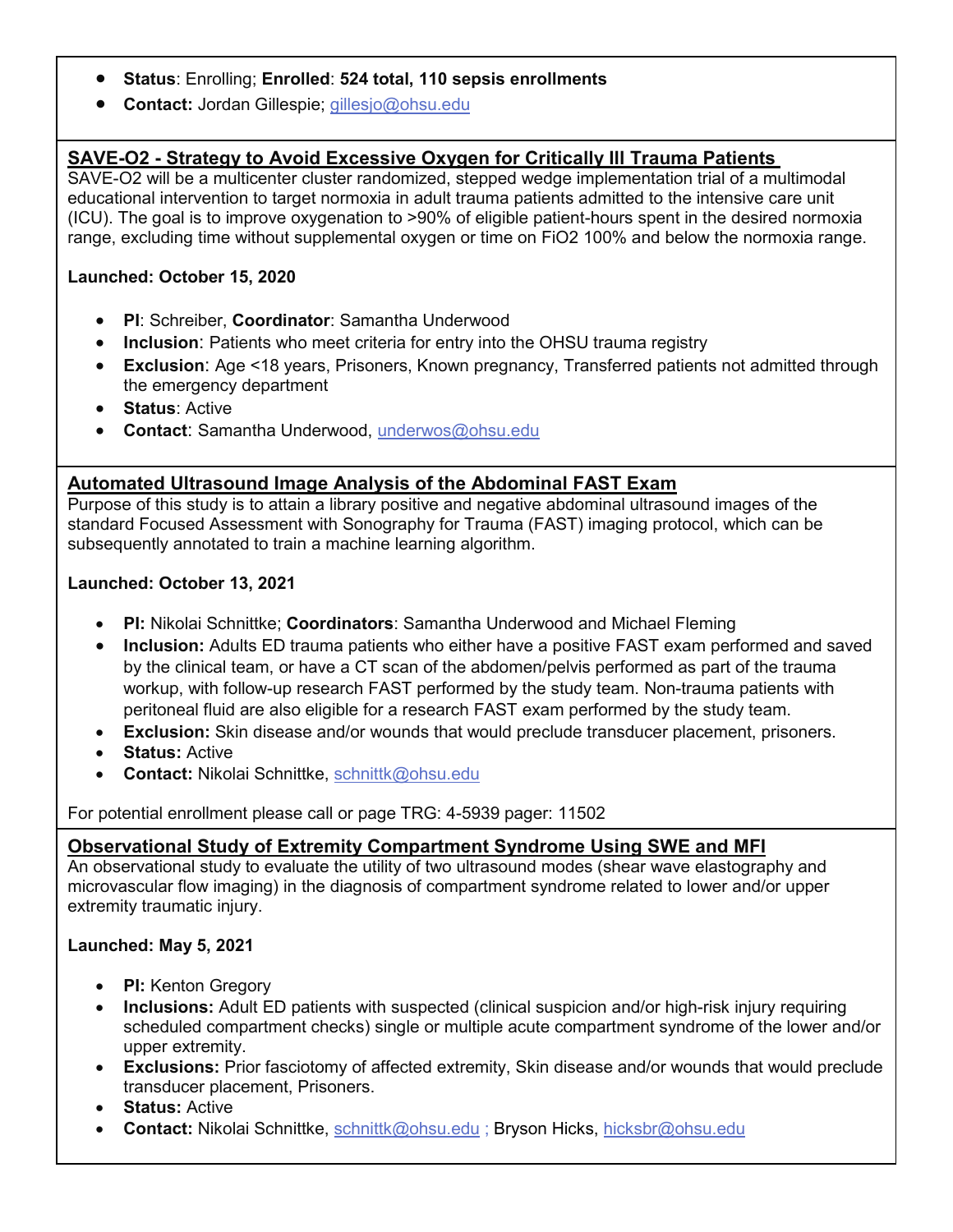- **Status**: Enrolling; **Enrolled**: **524 total, 110 sepsis enrollments**
- **Contact:** Jordan Gillespie; gillesjo@ohsu.edu

## SAVE-O2 - Strategy to Avoid Excessive Oxygen for Critically Ill Trauma Patients

SAVE-O2 will be a multicenter cluster randomized, stepped wedge implementation trial of a multimodal educational intervention to target normoxia in adult trauma patients admitted to the intensive care unit (ICU). The goal is to improve oxygenation to >90% of eligible patient-hours spent in the desired normoxia range, excluding time without supplemental oxygen or time on FiO2 100% and below the normoxia range.

**Launched: October 15, 2020**

- **PI**: Schreiber, **Coordinator**: Samantha Underwood
- **Inclusion**: Patients who meet criteria for entry into the OHSU trauma registry
- **Exclusion**: Age <18 years, Prisoners, Known pregnancy, Transferred patients not admitted through the emergency department
- **Status**: Active
- **Contact**: Samantha Underwood, underwos@ohsu.edu

## Automated Ultrasound Image Analysis of the Abdominal FAST Exam

Purpose of this study is to attain a library positive and negative abdominal ultrasound images of the standard Focused Assessment with Sonography for Trauma (FAST) imaging protocol, which can be subsequently annotated to train a machine learning algorithm.

**Launched: October 13, 2021**

- **PI:** Nikolai Schnittke; **Coordinators**: Samantha Underwood and Michael Fleming
- **Inclusion:** Adults ED trauma patients who either have a positive FAST exam performed and saved by the clinical team, or have a CT scan of the abdomen/pelvis performed as part of the trauma workup, with follow-up research FAST performed by the study team. Non-trauma patients with peritoneal fluid are also eligible for a research FAST exam performed by the study team.
- **Exclusion:** Skin disease and/or wounds that would preclude transducer placement, prisoners.
- **Status:** Active
- **Contact:** Nikolai Schnittke, schnittk@ohsu.edu

For potential enrollment please call or page TRG: 4-5939 pager: 11502

## Observational Study of Extremity Compartment Syndrome Using SWE and MFI

An observational study to evaluate the utility of two ultrasound modes (shear wave elastography and microvascular flow imaging) in the diagnosis of compartment syndrome related to lower and/or upper extremity traumatic injury.

**Launched: May 5, 2021**

- **PI:** Kenton Gregory
- **Inclusions:** Adult ED patients with suspected (clinical suspicion and/or high-risk injury requiring scheduled compartment checks) single or multiple acute compartment syndrome of the lower and/or upper extremity.
- **Exclusions:** Prior fasciotomy of affected extremity, Skin disease and/or wounds that would preclude transducer placement, Prisoners.
- **Status:** Active
- **Contact:** Nikolai Schnittke, schnittk@ohsu.edu ; Bryson Hicks, hicksbr@ohsu.edu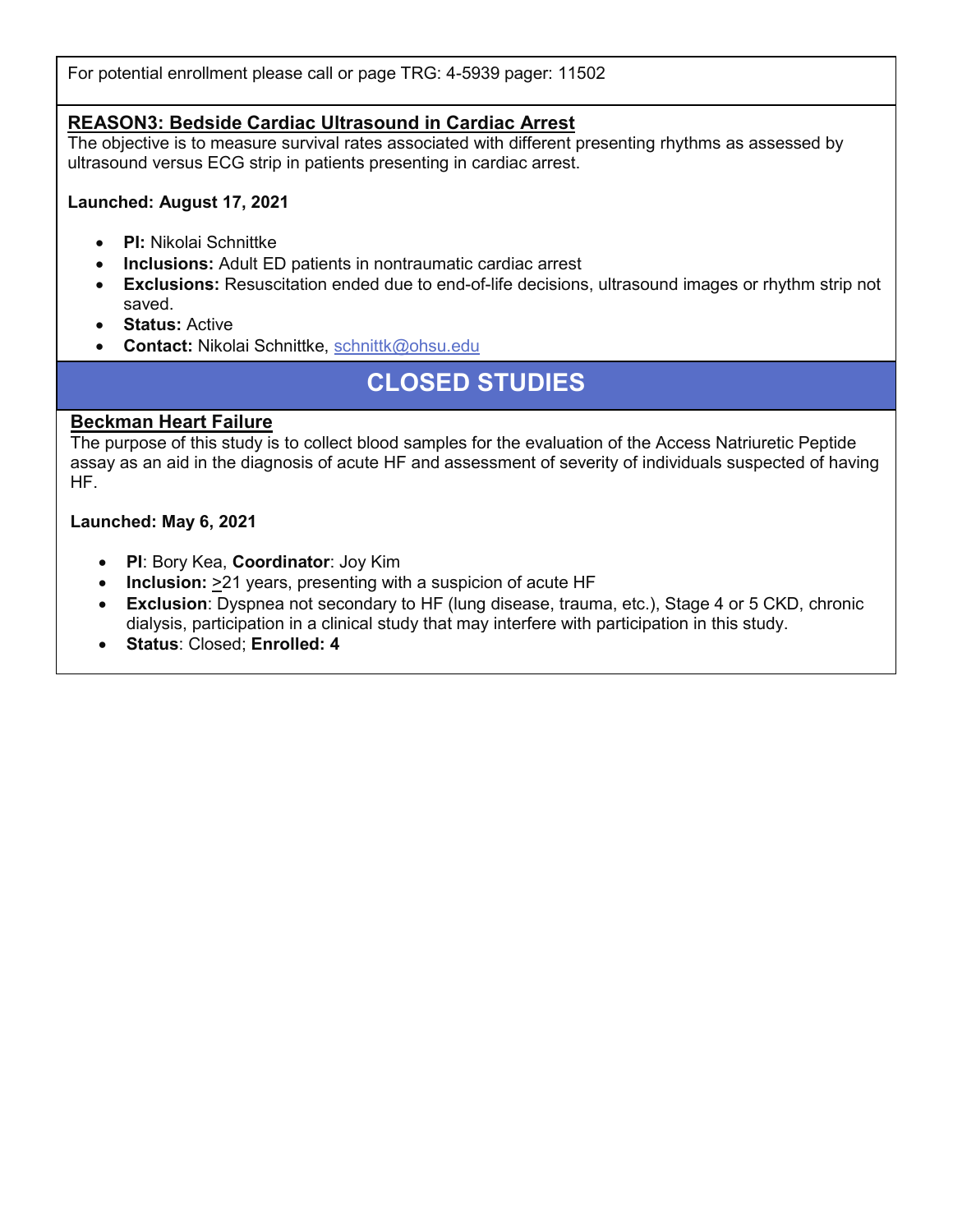For potential enrollment please call or page TRG: 4-5939 pager: 11502

### REASON3: Bedside Cardiac Ultrasound in Cardiac Arrest

The objective is to measure survival rates associated with different presenting rhythms as assessed by ultrasound versus ECG strip in patients presenting in cardiac arrest.

**Launched: August 17, 2021**

- **PI:** Nikolai Schnittke
- **Inclusions:** Adult ED patients in nontraumatic cardiac arrest
- **Exclusions:** Resuscitation ended due to end-of-life decisions, ultrasound images or rhythm strip not saved.
- **Status:** Active
- **Contact:** Nikolai Schnittke, schnittk@ohsu.edu

## CLOSED STUDIES

### Beckman Heart Failure

The purpose of this study is to collect blood samples for the evaluation of the Access Natriuretic Peptide assay as an aid in the diagnosis of acute HF and assessment of severity of individuals suspected of having HF.

**Launched: May 6, 2021**

- **PI**: Bory Kea, **Coordinator**: Joy Kim
- **Inclusion:** ≥21 years, presenting with a suspicion of acute HF
- **Exclusion**: Dyspnea not secondary to HF (lung disease, trauma, etc.), Stage 4 or 5 CKD, chronic dialysis, participation in a clinical study that may interfere with participation in this study.
- **Status**: Closed; **Enrolled: 4**